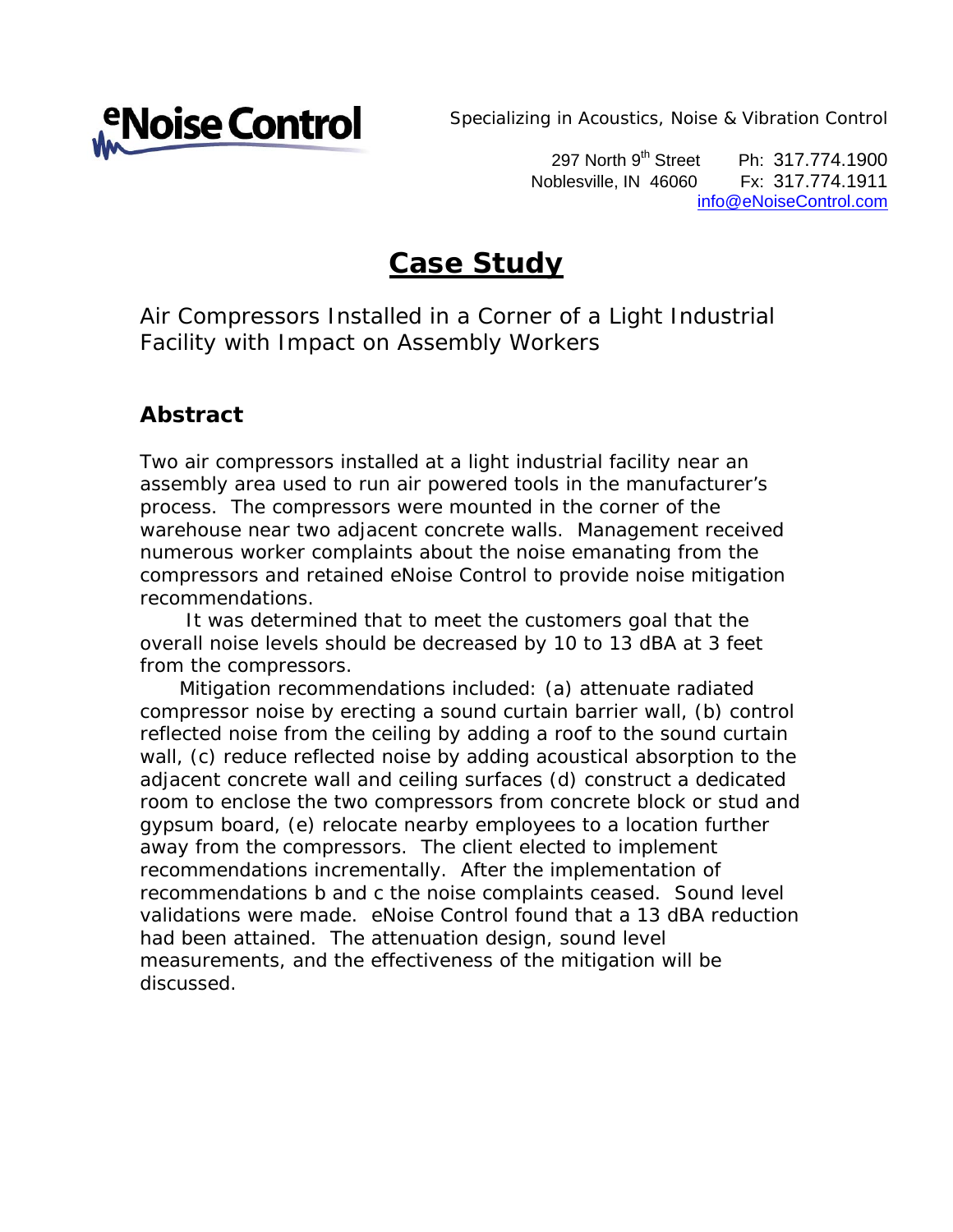**eNoise Control**

Specializing in Acoustics, Noise & Vibration Control

297 North 9th Street    Ph: 317.774.1900
Noblesville, IN 46060    Fx: 317.774.1911
info@eNoiseControl.com

# Case Study

Air Compressors Installed in a Corner of a Light Industrial Facility with Impact on Assembly Workers

## Abstract

Two air compressors installed at a light industrial facility near an assembly area used to run air powered tools in the manufacturer's process. The compressors were mounted in the corner of the warehouse near two adjacent concrete walls. Management received numerous worker complaints about the noise emanating from the compressors and retained eNoise Control to provide noise mitigation recommendations.

It was determined that to meet the customers goal that the overall noise levels should be decreased by 10 to 13 dBA at 3 feet from the compressors.

Mitigation recommendations included: (a) attenuate radiated compressor noise by erecting a sound curtain barrier wall, (b) control reflected noise from the ceiling by adding a roof to the sound curtain wall, (c) reduce reflected noise by adding acoustical absorption to the adjacent concrete wall and ceiling surfaces (d) construct a dedicated room to enclose the two compressors from concrete block or stud and gypsum board, (e) relocate nearby employees to a location further away from the compressors. The client elected to implement recommendations incrementally. After the implementation of recommendations b and c the noise complaints ceased. Sound level validations were made. eNoise Control found that a 13 dBA reduction had been attained. The attenuation design, sound level measurements, and the effectiveness of the mitigation will be discussed.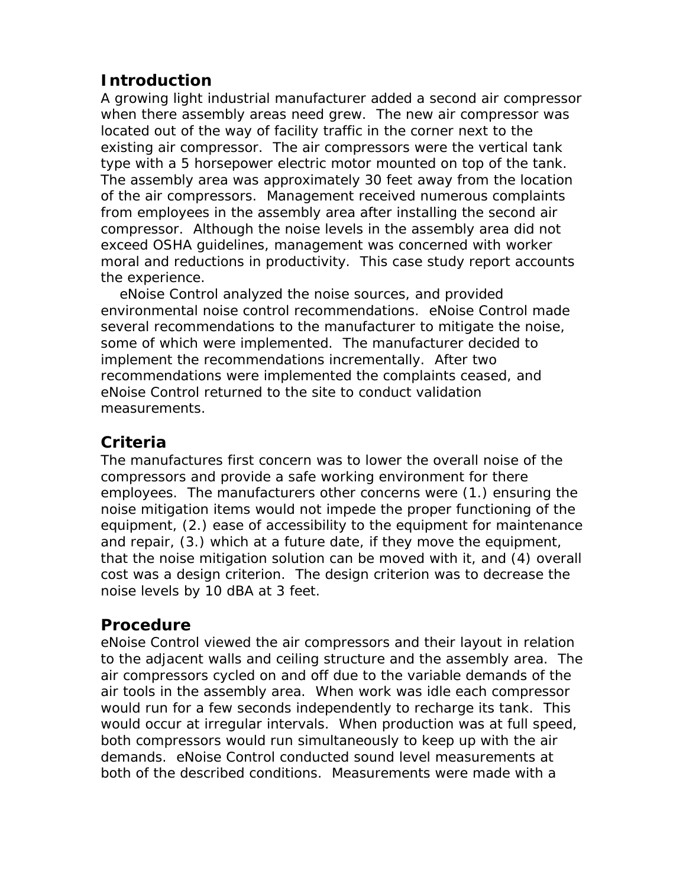## Introduction

A growing light industrial manufacturer added a second air compressor when there assembly areas need grew. The new air compressor was located out of the way of facility traffic in the corner next to the existing air compressor. The air compressors were the vertical tank type with a 5 horsepower electric motor mounted on top of the tank. The assembly area was approximately 30 feet away from the location of the air compressors. Management received numerous complaints from employees in the assembly area after installing the second air compressor. Although the noise levels in the assembly area did not exceed OSHA guidelines, management was concerned with worker moral and reductions in productivity. This case study report accounts the experience.

eNoise Control analyzed the noise sources, and provided environmental noise control recommendations. eNoise Control made several recommendations to the manufacturer to mitigate the noise, some of which were implemented. The manufacturer decided to implement the recommendations incrementally. After two recommendations were implemented the complaints ceased, and eNoise Control returned to the site to conduct validation measurements.

## Criteria

The manufactures first concern was to lower the overall noise of the compressors and provide a safe working environment for there employees. The manufacturers other concerns were (1.) ensuring the noise mitigation items would not impede the proper functioning of the equipment, (2.) ease of accessibility to the equipment for maintenance and repair, (3.) which at a future date, if they move the equipment, that the noise mitigation solution can be moved with it, and (4) overall cost was a design criterion. The design criterion was to decrease the noise levels by 10 dBA at 3 feet.

## Procedure

eNoise Control viewed the air compressors and their layout in relation to the adjacent walls and ceiling structure and the assembly area. The air compressors cycled on and off due to the variable demands of the air tools in the assembly area. When work was idle each compressor would run for a few seconds independently to recharge its tank. This would occur at irregular intervals. When production was at full speed, both compressors would run simultaneously to keep up with the air demands. eNoise Control conducted sound level measurements at both of the described conditions. Measurements were made with a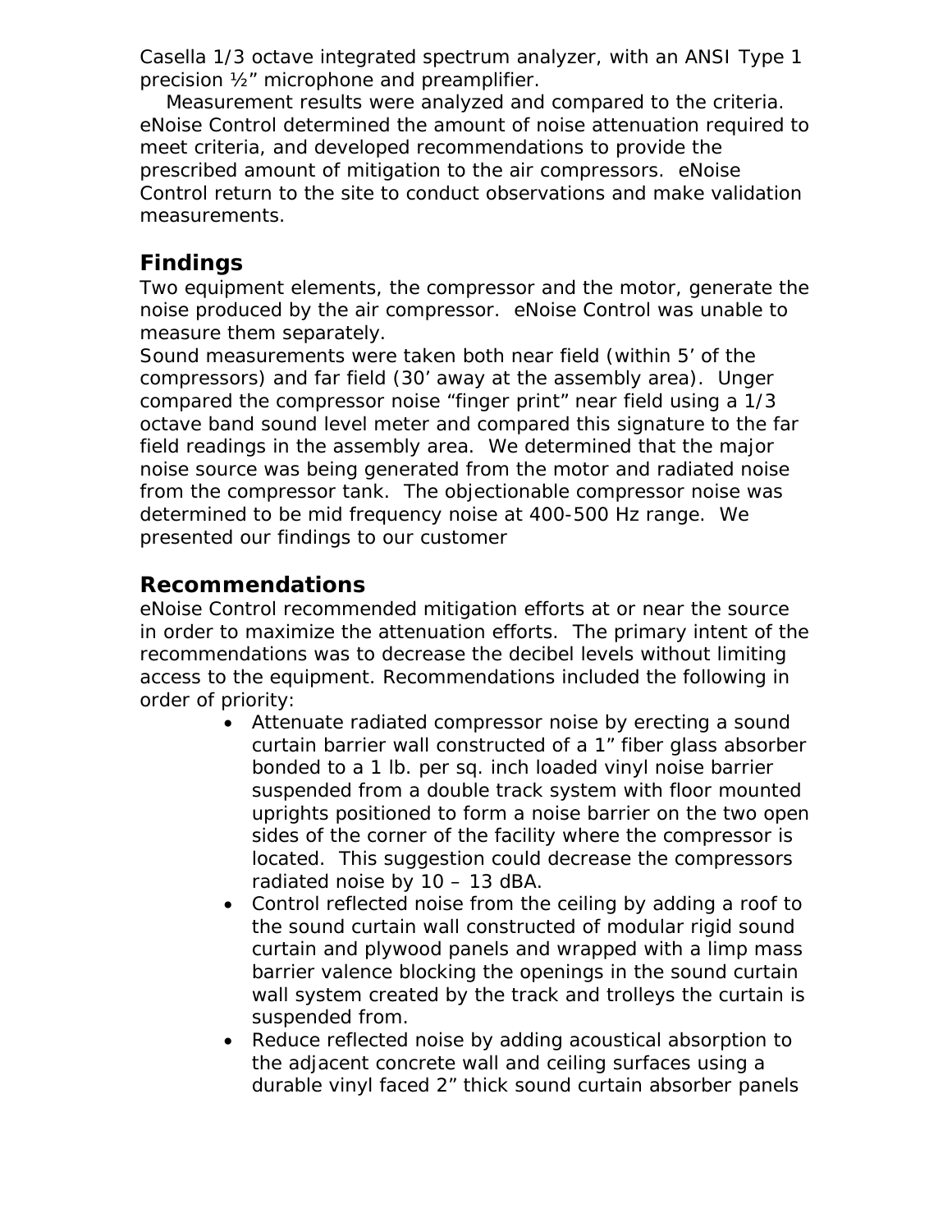Casella 1/3 octave integrated spectrum analyzer, with an ANSI Type 1 precision ½" microphone and preamplifier.

Measurement results were analyzed and compared to the criteria. eNoise Control determined the amount of noise attenuation required to meet criteria, and developed recommendations to provide the prescribed amount of mitigation to the air compressors. eNoise Control return to the site to conduct observations and make validation measurements.

## Findings

Two equipment elements, the compressor and the motor, generate the noise produced by the air compressor. eNoise Control was unable to measure them separately.

Sound measurements were taken both near field (within 5' of the compressors) and far field (30' away at the assembly area). Unger compared the compressor noise "finger print" near field using a 1/3 octave band sound level meter and compared this signature to the far field readings in the assembly area. We determined that the major noise source was being generated from the motor and radiated noise from the compressor tank. The objectionable compressor noise was determined to be mid frequency noise at 400-500 Hz range. We presented our findings to our customer

## Recommendations

eNoise Control recommended mitigation efforts at or near the source in order to maximize the attenuation efforts. The primary intent of the recommendations was to decrease the decibel levels without limiting access to the equipment. Recommendations included the following in order of priority:

- Attenuate radiated compressor noise by erecting a sound curtain barrier wall constructed of a 1" fiber glass absorber bonded to a 1 lb. per sq. inch loaded vinyl noise barrier suspended from a double track system with floor mounted uprights positioned to form a noise barrier on the two open sides of the corner of the facility where the compressor is located. This suggestion could decrease the compressors radiated noise by 10 – 13 dBA.
- Control reflected noise from the ceiling by adding a roof to the sound curtain wall constructed of modular rigid sound curtain and plywood panels and wrapped with a limp mass barrier valence blocking the openings in the sound curtain wall system created by the track and trolleys the curtain is suspended from.
- Reduce reflected noise by adding acoustical absorption to the adjacent concrete wall and ceiling surfaces using a durable vinyl faced 2" thick sound curtain absorber panels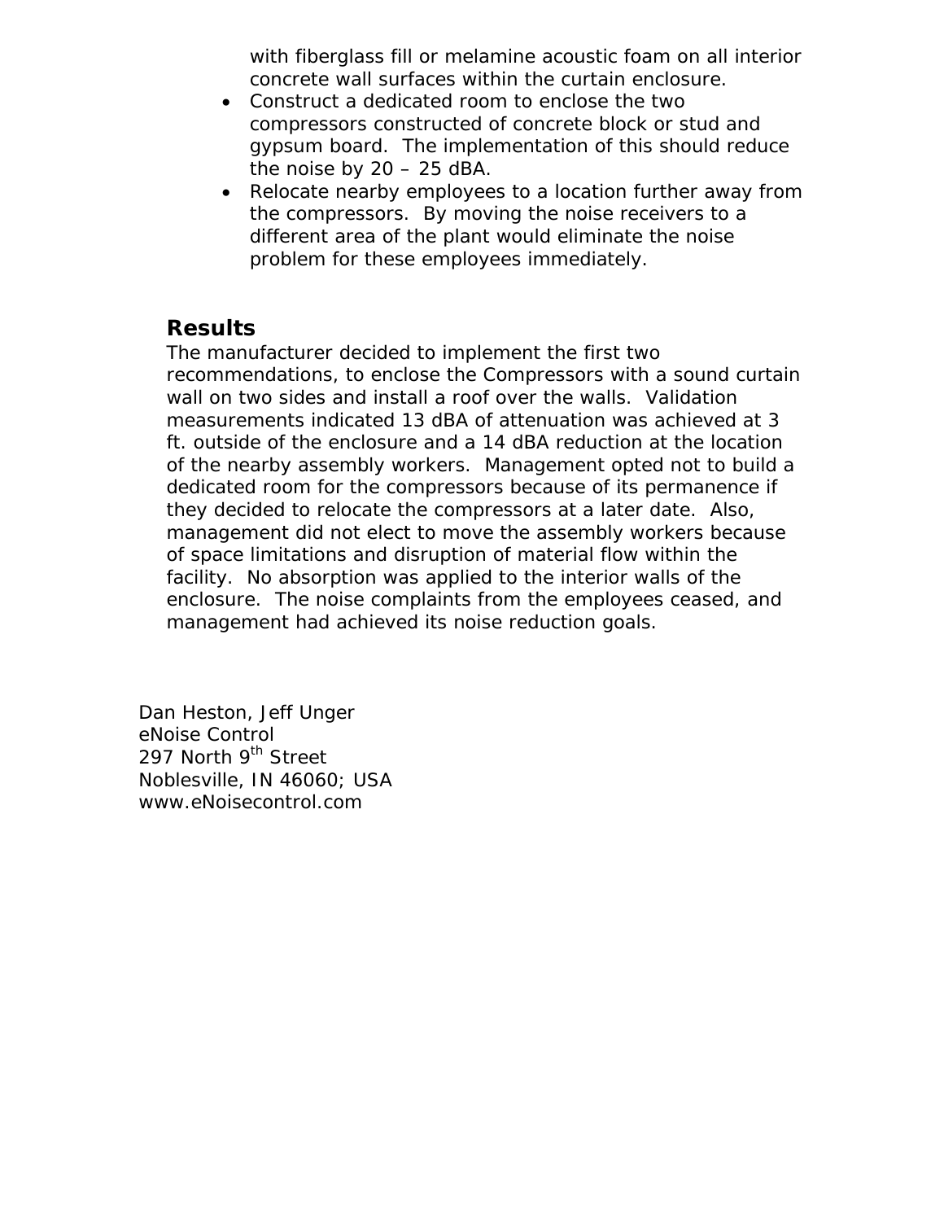with fiberglass fill or melamine acoustic foam on all interior concrete wall surfaces within the curtain enclosure.

- Construct a dedicated room to enclose the two compressors constructed of concrete block or stud and gypsum board. The implementation of this should reduce the noise by 20 – 25 dBA.
- Relocate nearby employees to a location further away from the compressors. By moving the noise receivers to a different area of the plant would eliminate the noise problem for these employees immediately.

## Results

The manufacturer decided to implement the first two recommendations, to enclose the Compressors with a sound curtain wall on two sides and install a roof over the walls. Validation measurements indicated 13 dBA of attenuation was achieved at 3 ft. outside of the enclosure and a 14 dBA reduction at the location of the nearby assembly workers. Management opted not to build a dedicated room for the compressors because of its permanence if they decided to relocate the compressors at a later date. Also, management did not elect to move the assembly workers because of space limitations and disruption of material flow within the facility. No absorption was applied to the interior walls of the enclosure. The noise complaints from the employees ceased, and management had achieved its noise reduction goals.

Dan Heston, Jeff Unger
eNoise Control
297 North 9th Street
Noblesville, IN 46060; USA
www.eNoisecontrol.com